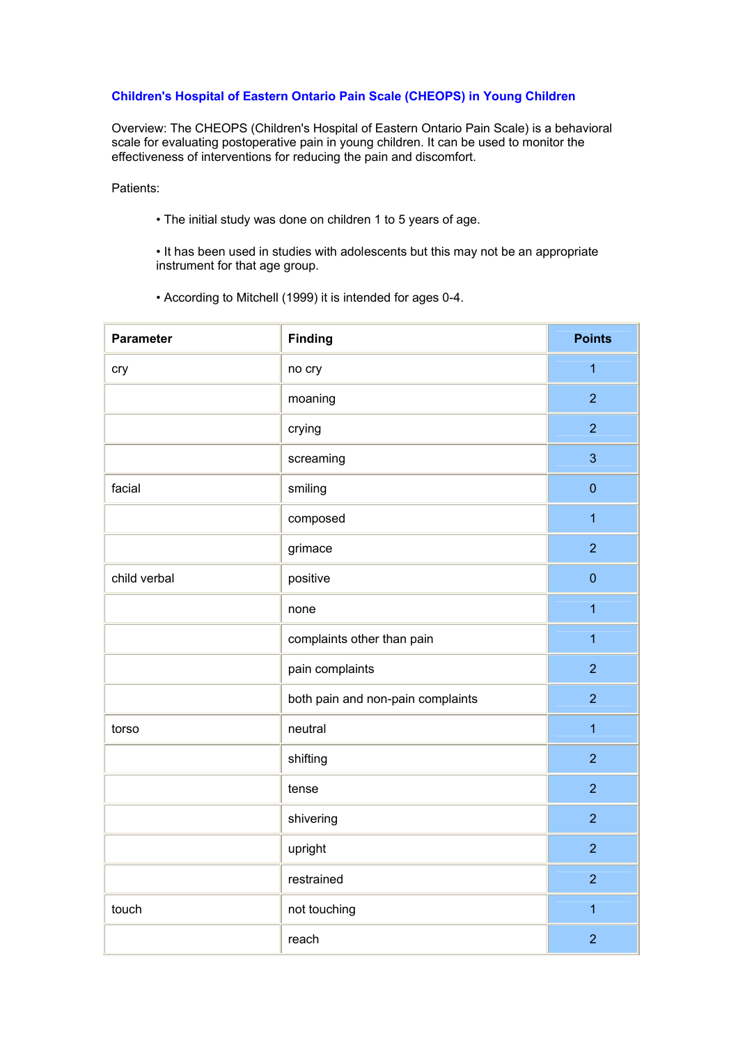## Children's Hospital of Eastern Ontario Pain Scale (CHEOPS) in Young Children

Overview: The CHEOPS (Children's Hospital of Eastern Ontario Pain Scale) is a behavioral scale for evaluating postoperative pain in young children. It can be used to monitor the effectiveness of interventions for reducing the pain and discomfort.

Patients:

- The initial study was done on children 1 to 5 years of age.
- It has been used in studies with adolescents but this may not be an appropriate instrument for that age group.
- According to Mitchell (1999) it is intended for ages 0-4.

| Parameter | Finding | Points |
|---|---|---|
| cry | no cry | 1 |
| | moaning | 2 |
| | crying | 2 |
| | screaming | 3 |
| facial | smiling | 0 |
| | composed | 1 |
| | grimace | 2 |
| child verbal | positive | 0 |
| | none | 1 |
| | complaints other than pain | 1 |
| | pain complaints | 2 |
| | both pain and non-pain complaints | 2 |
| torso | neutral | 1 |
| | shifting | 2 |
| | tense | 2 |
| | shivering | 2 |
| | upright | 2 |
| | restrained | 2 |
| touch | not touching | 1 |
| | reach | 2 |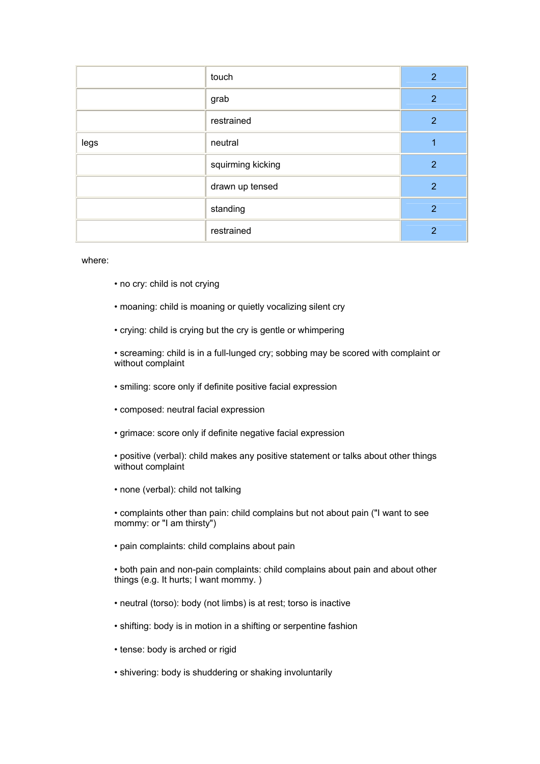| | | |
|---|---|---|
| | touch | 2 |
| | grab | 2 |
| | restrained | 2 |
| legs | neutral | 1 |
| | squirming kicking | 2 |
| | drawn up tensed | 2 |
| | standing | 2 |
| | restrained | 2 |

where:

- no cry: child is not crying
- moaning: child is moaning or quietly vocalizing silent cry
- crying: child is crying but the cry is gentle or whimpering
- screaming: child is in a full-lunged cry; sobbing may be scored with complaint or without complaint
- smiling: score only if definite positive facial expression
- composed: neutral facial expression
- grimace: score only if definite negative facial expression
- positive (verbal): child makes any positive statement or talks about other things without complaint
- none (verbal): child not talking
- complaints other than pain: child complains but not about pain ("I want to see mommy: or "I am thirsty")
- pain complaints: child complains about pain
- both pain and non-pain complaints: child complains about pain and about other things (e.g. It hurts; I want mommy. )
- neutral (torso): body (not limbs) is at rest; torso is inactive
- shifting: body is in motion in a shifting or serpentine fashion
- tense: body is arched or rigid
- shivering: body is shuddering or shaking involuntarily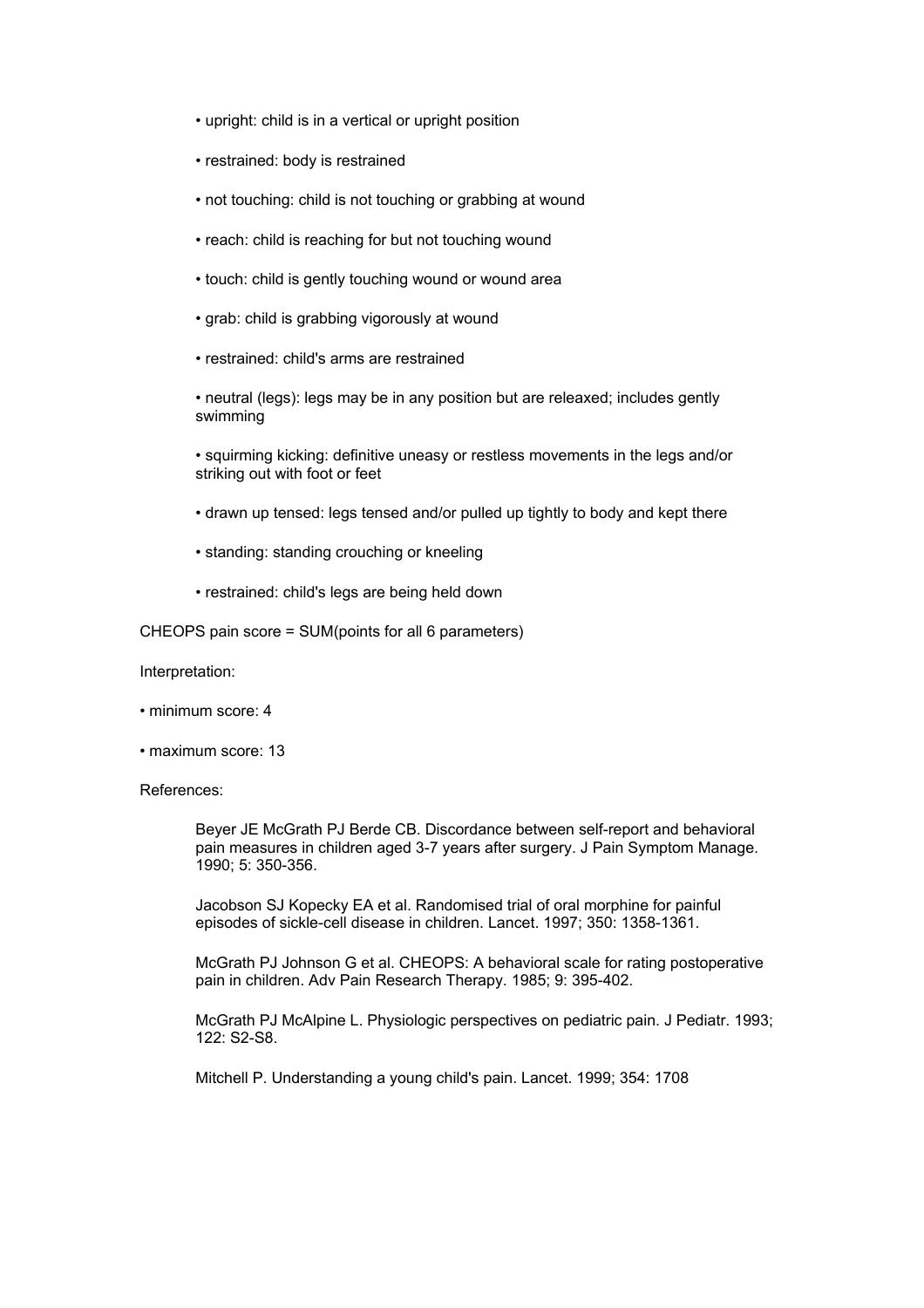- upright: child is in a vertical or upright position
- restrained: body is restrained
- not touching: child is not touching or grabbing at wound
- reach: child is reaching for but not touching wound
- touch: child is gently touching wound or wound area
- grab: child is grabbing vigorously at wound
- restrained: child's arms are restrained
- neutral (legs): legs may be in any position but are releaxed; includes gently swimming
- squirming kicking: definitive uneasy or restless movements in the legs and/or striking out with foot or feet
- drawn up tensed: legs tensed and/or pulled up tightly to body and kept there
- standing: standing crouching or kneeling
- restrained: child's legs are being held down

CHEOPS pain score = SUM(points for all 6 parameters)

Interpretation:

- minimum score: 4
- maximum score: 13

References:

Beyer JE McGrath PJ Berde CB. Discordance between self-report and behavioral pain measures in children aged 3-7 years after surgery. J Pain Symptom Manage. 1990; 5: 350-356.

Jacobson SJ Kopecky EA et al. Randomised trial of oral morphine for painful episodes of sickle-cell disease in children. Lancet. 1997; 350: 1358-1361.

McGrath PJ Johnson G et al. CHEOPS: A behavioral scale for rating postoperative pain in children. Adv Pain Research Therapy. 1985; 9: 395-402.

McGrath PJ McAlpine L. Physiologic perspectives on pediatric pain. J Pediatr. 1993; 122: S2-S8.

Mitchell P. Understanding a young child's pain. Lancet. 1999; 354: 1708